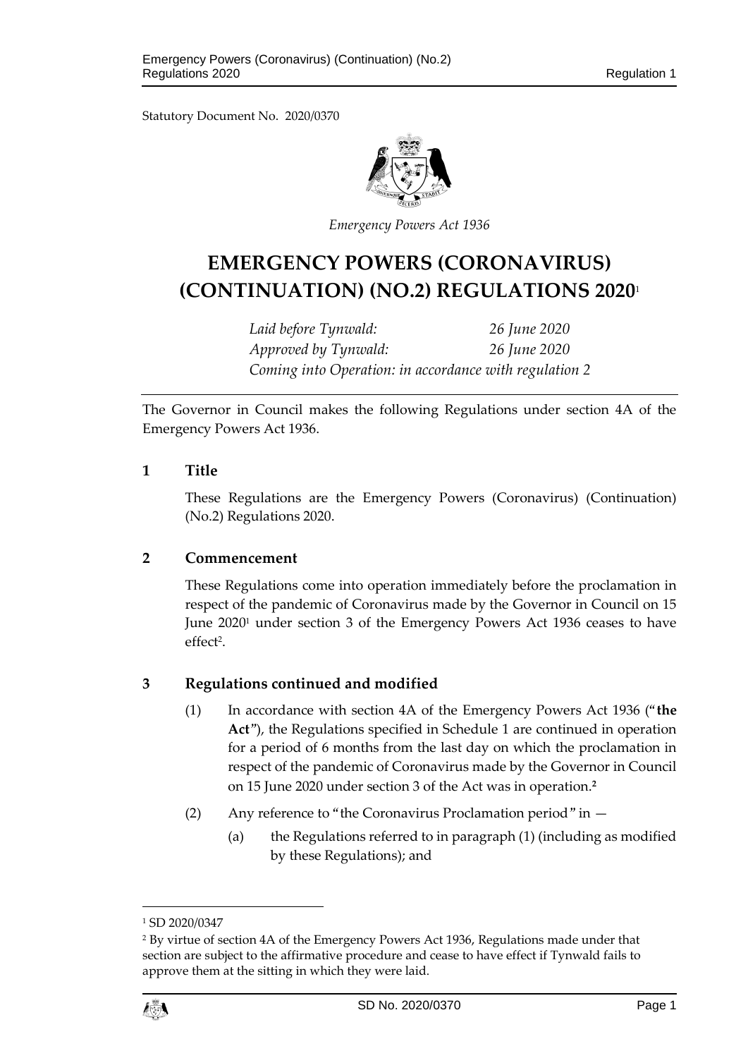Statutory Document No. 2020/0370

*Emergency Powers Act 1936*

# EMERGENCY POWERS (CORONAVIRUS) (CONTINUATION) (NO.2) REGULATIONS 2020[1]

*Laid before Tynwald: 26 June 2020*
*Approved by Tynwald: 26 June 2020*
*Coming into Operation: in accordance with regulation 2*

The Governor in Council makes the following Regulations under section 4A of the Emergency Powers Act 1936.

## 1 Title

These Regulations are the Emergency Powers (Coronavirus) (Continuation) (No.2) Regulations 2020.

## 2 Commencement

These Regulations come into operation immediately before the proclamation in respect of the pandemic of Coronavirus made by the Governor in Council on 15 June 2020[1] under section 3 of the Emergency Powers Act 1936 ceases to have effect[2].

## 3 Regulations continued and modified

(1) In accordance with section 4A of the Emergency Powers Act 1936 ("**the Act**"), the Regulations specified in Schedule 1 are continued in operation for a period of 6 months from the last day on which the proclamation in respect of the pandemic of Coronavirus made by the Governor in Council on 15 June 2020 under section 3 of the Act was in operation.[2]

(2) Any reference to "the Coronavirus Proclamation period" in —

(a) the Regulations referred to in paragraph (1) (including as modified by these Regulations); and

---

[1] SD 2020/0347

[2] By virtue of section 4A of the Emergency Powers Act 1936, Regulations made under that section are subject to the affirmative procedure and cease to have effect if Tynwald fails to approve them at the sitting in which they were laid.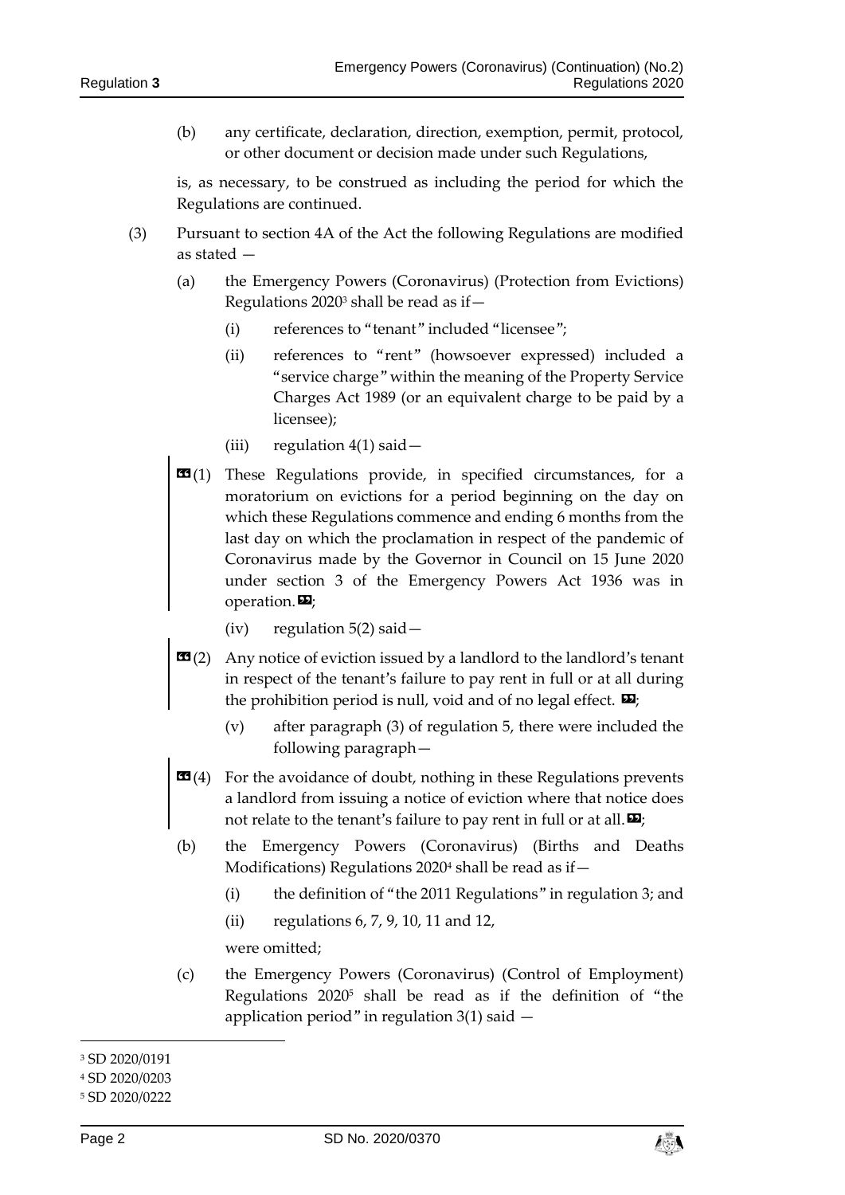(b) any certificate, declaration, direction, exemption, permit, protocol, or other document or decision made under such Regulations,

is, as necessary, to be construed as including the period for which the Regulations are continued.

(3) Pursuant to section 4A of the Act the following Regulations are modified as stated —

(a) the Emergency Powers (Coronavirus) (Protection from Evictions) Regulations 2020[3] shall be read as if—

(i) references to "tenant" included "licensee";

(ii) references to "rent" (howsoever expressed) included a "service charge" within the meaning of the Property Service Charges Act 1989 (or an equivalent charge to be paid by a licensee);

(iii) regulation 4(1) said—

> (1) These Regulations provide, in specified circumstances, for a moratorium on evictions for a period beginning on the day on which these Regulations commence and ending 6 months from the last day on which the proclamation in respect of the pandemic of Coronavirus made by the Governor in Council on 15 June 2020 under section 3 of the Emergency Powers Act 1936 was in operation.

;

(iv) regulation 5(2) said—

> (2) Any notice of eviction issued by a landlord to the landlord's tenant in respect of the tenant's failure to pay rent in full or at all during the prohibition period is null, void and of no legal effect.

;

(v) after paragraph (3) of regulation 5, there were included the following paragraph—

> (4) For the avoidance of doubt, nothing in these Regulations prevents a landlord from issuing a notice of eviction where that notice does not relate to the tenant's failure to pay rent in full or at all.

;

(b) the Emergency Powers (Coronavirus) (Births and Deaths Modifications) Regulations 2020[4] shall be read as if—

(i) the definition of "the 2011 Regulations" in regulation 3; and

(ii) regulations 6, 7, 9, 10, 11 and 12,

were omitted;

(c) the Emergency Powers (Coronavirus) (Control of Employment) Regulations 2020[5] shall be read as if the definition of "the application period" in regulation 3(1) said —

---

[3] SD 2020/0191

[4] SD 2020/0203

[5] SD 2020/0222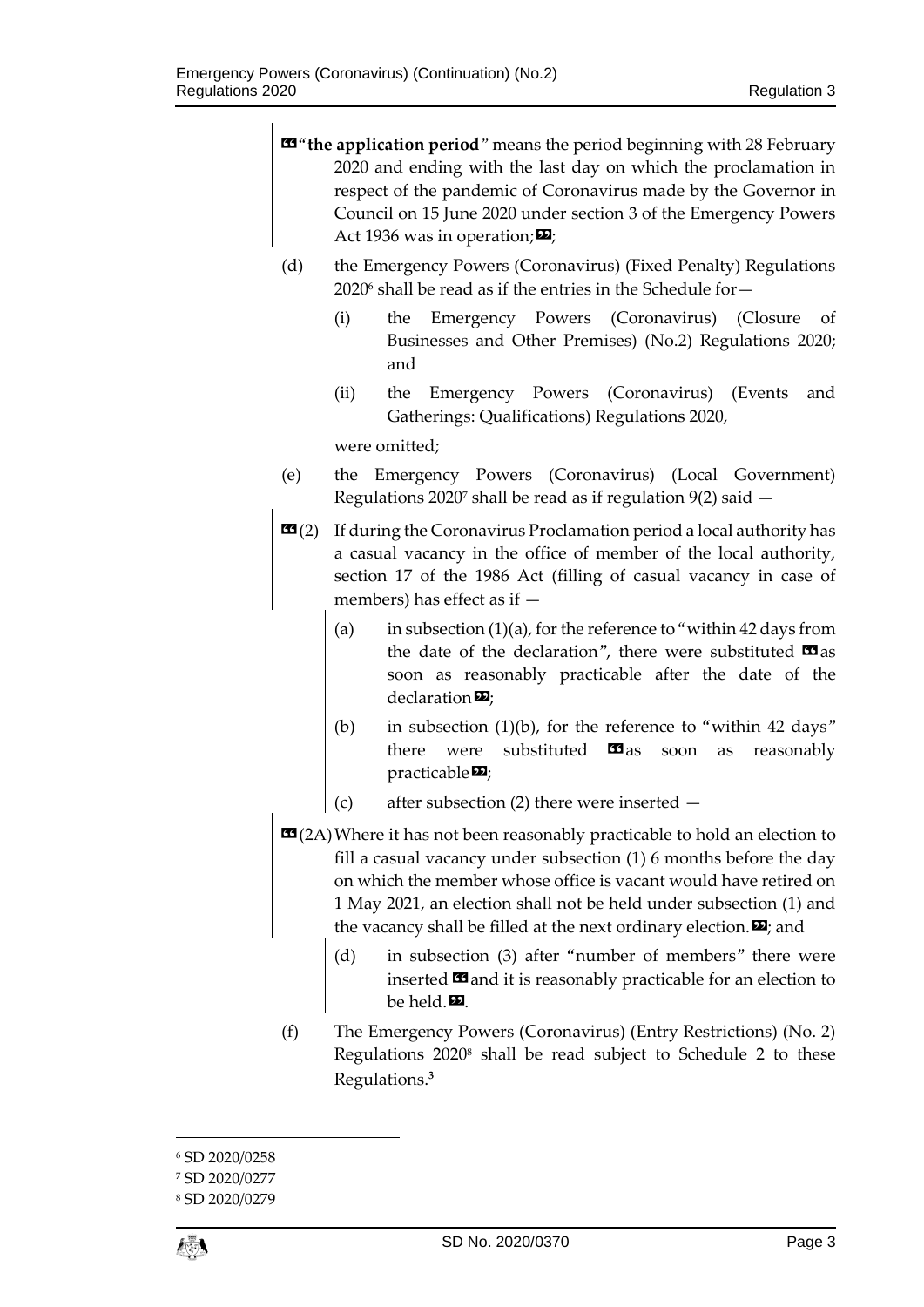❝"**the application period**" means the period beginning with 28 February 2020 and ending with the last day on which the proclamation in respect of the pandemic of Coronavirus made by the Governor in Council on 15 June 2020 under section 3 of the Emergency Powers Act 1936 was in operation;❞;

(d) the Emergency Powers (Coronavirus) (Fixed Penalty) Regulations 2020[6] shall be read as if the entries in the Schedule for—

(i) the Emergency Powers (Coronavirus) (Closure of Businesses and Other Premises) (No.2) Regulations 2020; and

(ii) the Emergency Powers (Coronavirus) (Events and Gatherings: Qualifications) Regulations 2020,

were omitted;

(e) the Emergency Powers (Coronavirus) (Local Government) Regulations 2020[7] shall be read as if regulation 9(2) said —

❝(2) If during the Coronavirus Proclamation period a local authority has a casual vacancy in the office of member of the local authority, section 17 of the 1986 Act (filling of casual vacancy in case of members) has effect as if —

(a) in subsection (1)(a), for the reference to "within 42 days from the date of the declaration", there were substituted ❝as soon as reasonably practicable after the date of the declaration❞;

(b) in subsection (1)(b), for the reference to "within 42 days" there were substituted ❝as soon as reasonably practicable❞;

(c) after subsection (2) there were inserted —

❝(2A) Where it has not been reasonably practicable to hold an election to fill a casual vacancy under subsection (1) 6 months before the day on which the member whose office is vacant would have retired on 1 May 2021, an election shall not be held under subsection (1) and the vacancy shall be filled at the next ordinary election.❞; and

(d) in subsection (3) after "number of members" there were inserted ❝and it is reasonably practicable for an election to be held.❞.

(f) The Emergency Powers (Coronavirus) (Entry Restrictions) (No. 2) Regulations 2020[8] shall be read subject to Schedule 2 to these Regulations.[3]

---

[6] SD 2020/0258

[7] SD 2020/0277

[8] SD 2020/0279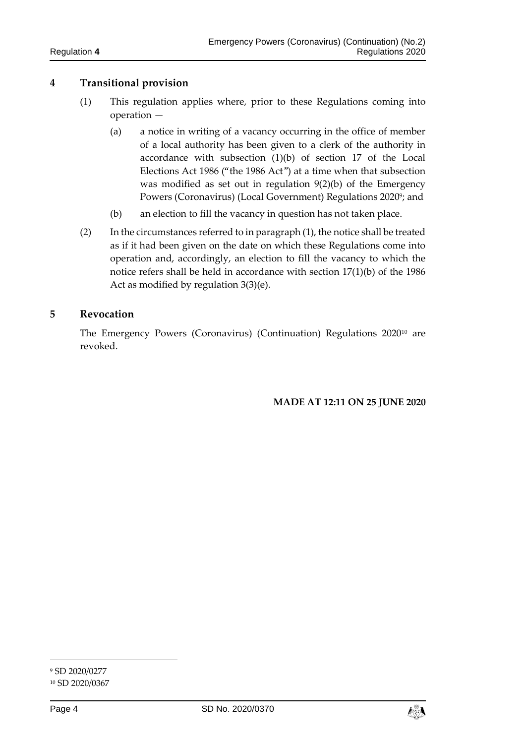## 4 Transitional provision

(1) This regulation applies where, prior to these Regulations coming into operation —

(a) a notice in writing of a vacancy occurring in the office of member of a local authority has been given to a clerk of the authority in accordance with subsection (1)(b) of section 17 of the Local Elections Act 1986 ("the 1986 Act") at a time when that subsection was modified as set out in regulation 9(2)(b) of the Emergency Powers (Coronavirus) (Local Government) Regulations 2020[9]; and

(b) an election to fill the vacancy in question has not taken place.

(2) In the circumstances referred to in paragraph (1), the notice shall be treated as if it had been given on the date on which these Regulations come into operation and, accordingly, an election to fill the vacancy to which the notice refers shall be held in accordance with section 17(1)(b) of the 1986 Act as modified by regulation 3(3)(e).

## 5 Revocation

The Emergency Powers (Coronavirus) (Continuation) Regulations 2020[10] are revoked.

**MADE AT 12:11 ON 25 JUNE 2020**

---

[9] SD 2020/0277

[10] SD 2020/0367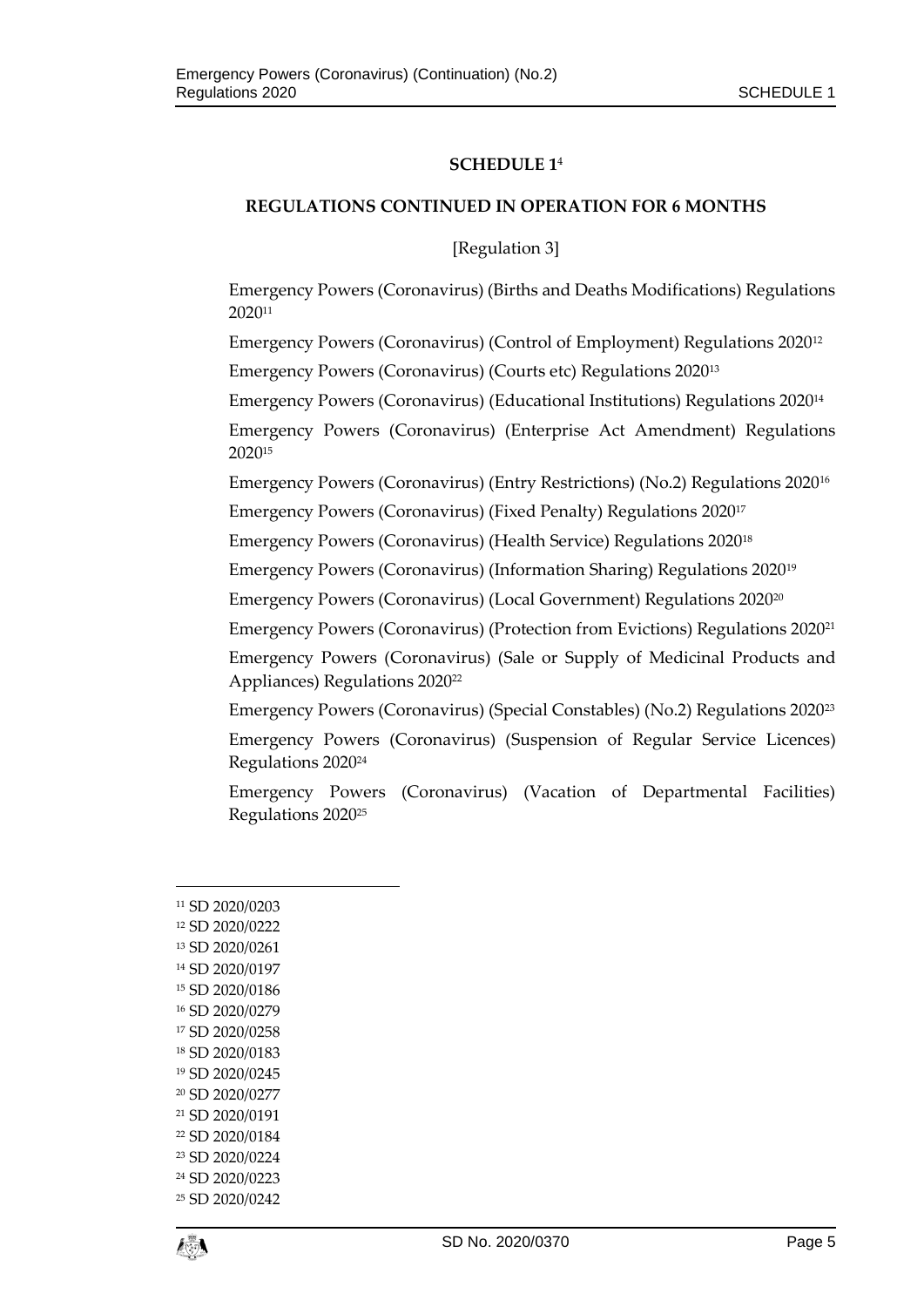## SCHEDULE 1[4]

### REGULATIONS CONTINUED IN OPERATION FOR 6 MONTHS

[Regulation 3]

Emergency Powers (Coronavirus) (Births and Deaths Modifications) Regulations 2020[11]

Emergency Powers (Coronavirus) (Control of Employment) Regulations 2020[12]

Emergency Powers (Coronavirus) (Courts etc) Regulations 2020[13]

Emergency Powers (Coronavirus) (Educational Institutions) Regulations 2020[14]

Emergency Powers (Coronavirus) (Enterprise Act Amendment) Regulations 2020[15]

Emergency Powers (Coronavirus) (Entry Restrictions) (No.2) Regulations 2020[16]

Emergency Powers (Coronavirus) (Fixed Penalty) Regulations 2020[17]

Emergency Powers (Coronavirus) (Health Service) Regulations 2020[18]

Emergency Powers (Coronavirus) (Information Sharing) Regulations 2020[19]

Emergency Powers (Coronavirus) (Local Government) Regulations 2020[20]

Emergency Powers (Coronavirus) (Protection from Evictions) Regulations 2020[21]

Emergency Powers (Coronavirus) (Sale or Supply of Medicinal Products and Appliances) Regulations 2020[22]

Emergency Powers (Coronavirus) (Special Constables) (No.2) Regulations 2020[23]

Emergency Powers (Coronavirus) (Suspension of Regular Service Licences) Regulations 2020[24]

Emergency Powers (Coronavirus) (Vacation of Departmental Facilities) Regulations 2020[25]

---

[11] SD 2020/0203
[12] SD 2020/0222
[13] SD 2020/0261
[14] SD 2020/0197
[15] SD 2020/0186
[16] SD 2020/0279
[17] SD 2020/0258
[18] SD 2020/0183
[19] SD 2020/0245
[20] SD 2020/0277
[21] SD 2020/0191
[22] SD 2020/0184
[23] SD 2020/0224
[24] SD 2020/0223
[25] SD 2020/0242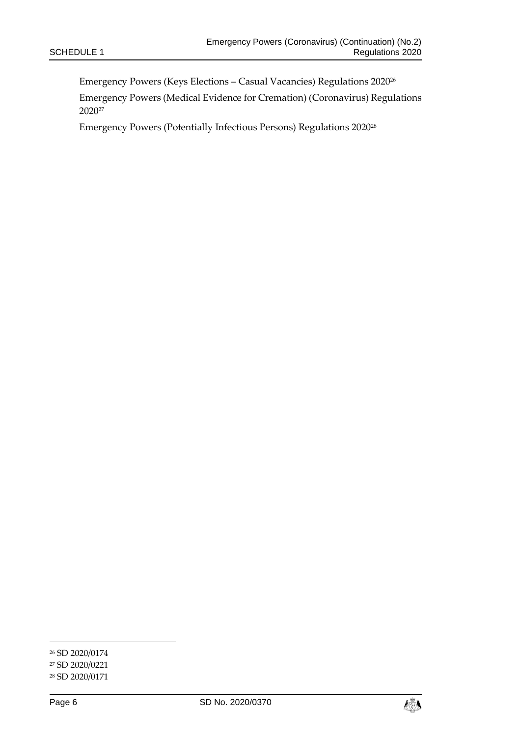Emergency Powers (Keys Elections – Casual Vacancies) Regulations 2020[26]

Emergency Powers (Medical Evidence for Cremation) (Coronavirus) Regulations 2020[27]

Emergency Powers (Potentially Infectious Persons) Regulations 2020[28]

---

[26] SD 2020/0174

[27] SD 2020/0221

[28] SD 2020/0171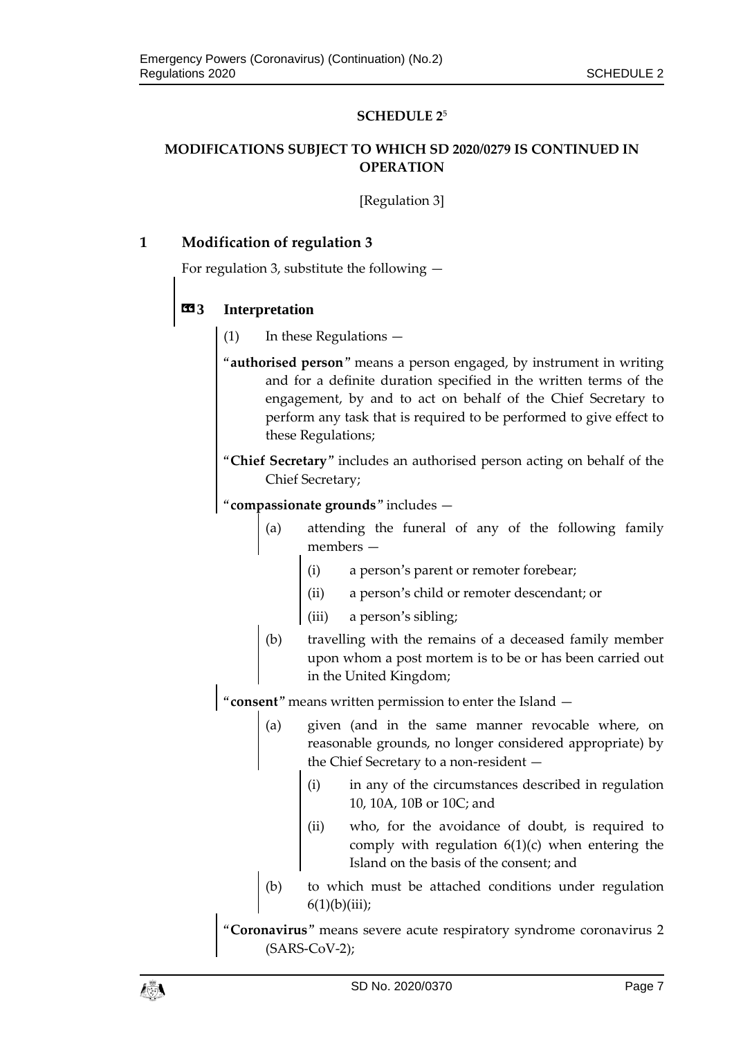## SCHEDULE 2[5]

### MODIFICATIONS SUBJECT TO WHICH SD 2020/0279 IS CONTINUED IN OPERATION

[Regulation 3]

### 1 Modification of regulation 3

For regulation 3, substitute the following —

«**3 Interpretation**

(1) In these Regulations —

"**authorised person**" means a person engaged, by instrument in writing and for a definite duration specified in the written terms of the engagement, by and to act on behalf of the Chief Secretary to perform any task that is required to be performed to give effect to these Regulations;

"**Chief Secretary**" includes an authorised person acting on behalf of the Chief Secretary;

"**compassionate grounds**" includes —

(a) attending the funeral of any of the following family members —

(i) a person's parent or remoter forebear;

(ii) a person's child or remoter descendant; or

(iii) a person's sibling;

(b) travelling with the remains of a deceased family member upon whom a post mortem is to be or has been carried out in the United Kingdom;

"**consent**" means written permission to enter the Island —

(a) given (and in the same manner revocable where, on reasonable grounds, no longer considered appropriate) by the Chief Secretary to a non-resident —

(i) in any of the circumstances described in regulation 10, 10A, 10B or 10C; and

(ii) who, for the avoidance of doubt, is required to comply with regulation 6(1)(c) when entering the Island on the basis of the consent; and

(b) to which must be attached conditions under regulation 6(1)(b)(iii);

"**Coronavirus**" means severe acute respiratory syndrome coronavirus 2 (SARS-CoV-2);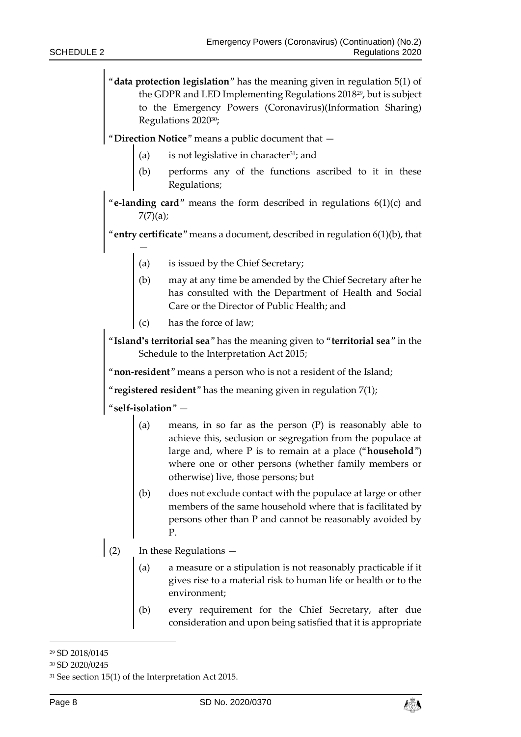"**data protection legislation**" has the meaning given in regulation 5(1) of the GDPR and LED Implementing Regulations 2018[29], but is subject to the Emergency Powers (Coronavirus)(Information Sharing) Regulations 2020[30];

"**Direction Notice**" means a public document that —

(a) is not legislative in character[31]; and

(b) performs any of the functions ascribed to it in these Regulations;

"**e-landing card**" means the form described in regulations 6(1)(c) and 7(7)(a);

"**entry certificate**" means a document, described in regulation 6(1)(b), that —

(a) is issued by the Chief Secretary;

(b) may at any time be amended by the Chief Secretary after he has consulted with the Department of Health and Social Care or the Director of Public Health; and

(c) has the force of law;

"**Island's territorial sea**" has the meaning given to "**territorial sea**" in the Schedule to the Interpretation Act 2015;

"**non-resident**" means a person who is not a resident of the Island;

"**registered resident**" has the meaning given in regulation 7(1);

"**self-isolation**" —

(a) means, in so far as the person (P) is reasonably able to achieve this, seclusion or segregation from the populace at large and, where P is to remain at a place ("**household**") where one or other persons (whether family members or otherwise) live, those persons; but

(b) does not exclude contact with the populace at large or other members of the same household where that is facilitated by persons other than P and cannot be reasonably avoided by P.

(2) In these Regulations —

(a) a measure or a stipulation is not reasonably practicable if it gives rise to a material risk to human life or health or to the environment;

(b) every requirement for the Chief Secretary, after due consideration and upon being satisfied that it is appropriate

---

[29] SD 2018/0145

[30] SD 2020/0245

[31] See section 15(1) of the Interpretation Act 2015.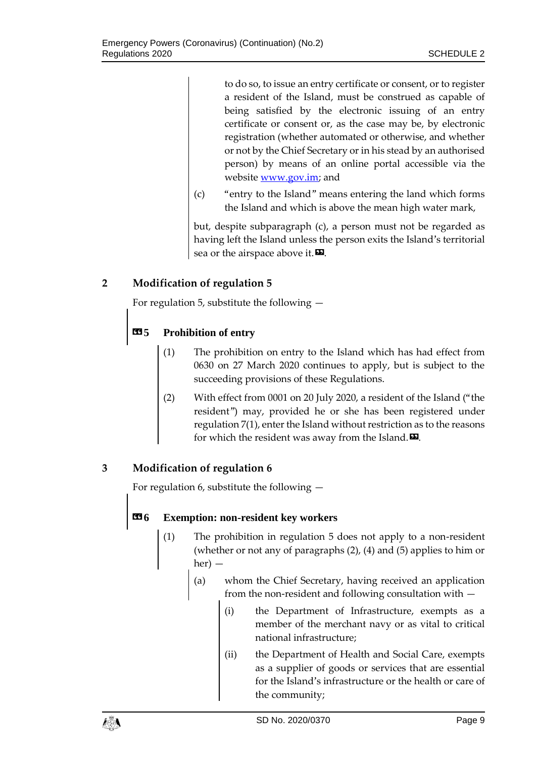to do so, to issue an entry certificate or consent, or to register a resident of the Island, must be construed as capable of being satisfied by the electronic issuing of an entry certificate or consent or, as the case may be, by electronic registration (whether automated or otherwise, and whether or not by the Chief Secretary or in his stead by an authorised person) by means of an online portal accessible via the website www.gov.im; and

(c) "entry to the Island" means entering the land which forms the Island and which is above the mean high water mark,

but, despite subparagraph (c), a person must not be regarded as having left the Island unless the person exits the Island's territorial sea or the airspace above it.».

## 2 Modification of regulation 5

For regulation 5, substitute the following —

### «5 Prohibition of entry

(1) The prohibition on entry to the Island which has had effect from 0630 on 27 March 2020 continues to apply, but is subject to the succeeding provisions of these Regulations.

(2) With effect from 0001 on 20 July 2020, a resident of the Island ("the resident") may, provided he or she has been registered under regulation 7(1), enter the Island without restriction as to the reasons for which the resident was away from the Island.».

## 3 Modification of regulation 6

For regulation 6, substitute the following —

### «6 Exemption: non-resident key workers

(1) The prohibition in regulation 5 does not apply to a non-resident (whether or not any of paragraphs (2), (4) and (5) applies to him or her) —

(a) whom the Chief Secretary, having received an application from the non-resident and following consultation with —

(i) the Department of Infrastructure, exempts as a member of the merchant navy or as vital to critical national infrastructure;

(ii) the Department of Health and Social Care, exempts as a supplier of goods or services that are essential for the Island's infrastructure or the health or care of the community;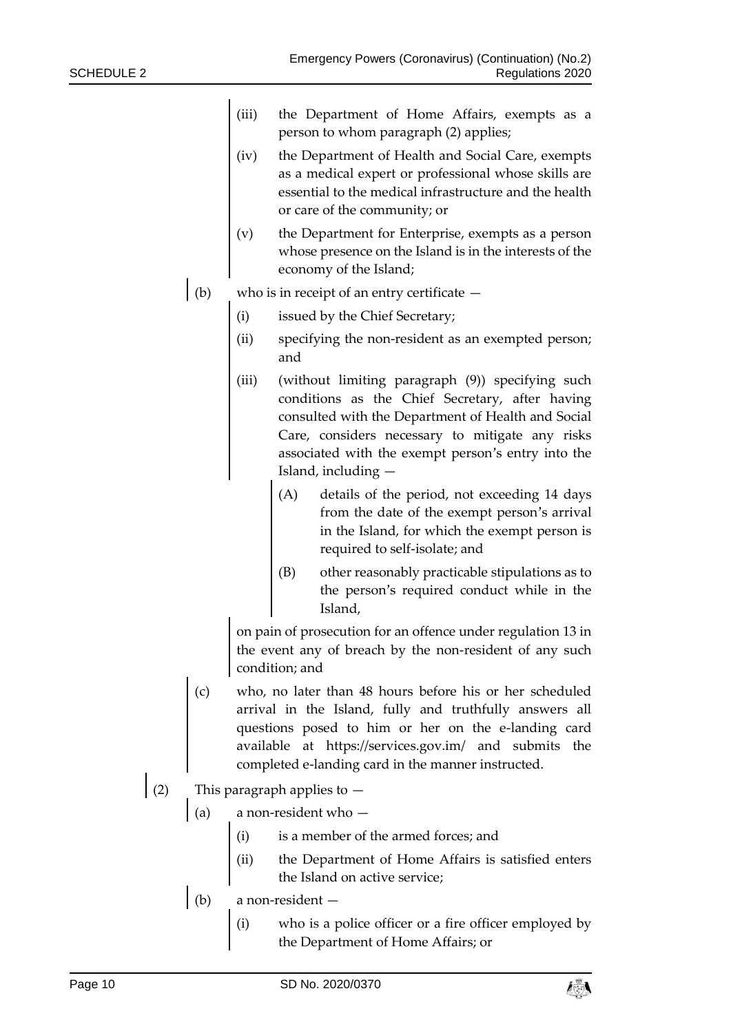(iii) the Department of Home Affairs, exempts as a person to whom paragraph (2) applies;

(iv) the Department of Health and Social Care, exempts as a medical expert or professional whose skills are essential to the medical infrastructure and the health or care of the community; or

(v) the Department for Enterprise, exempts as a person whose presence on the Island is in the interests of the economy of the Island;

(b) who is in receipt of an entry certificate —

(i) issued by the Chief Secretary;

(ii) specifying the non-resident as an exempted person; and

(iii) (without limiting paragraph (9)) specifying such conditions as the Chief Secretary, after having consulted with the Department of Health and Social Care, considers necessary to mitigate any risks associated with the exempt person's entry into the Island, including —

(A) details of the period, not exceeding 14 days from the date of the exempt person's arrival in the Island, for which the exempt person is required to self-isolate; and

(B) other reasonably practicable stipulations as to the person's required conduct while in the Island,

on pain of prosecution for an offence under regulation 13 in the event any of breach by the non-resident of any such condition; and

(c) who, no later than 48 hours before his or her scheduled arrival in the Island, fully and truthfully answers all questions posed to him or her on the e-landing card available at https://services.gov.im/ and submits the completed e-landing card in the manner instructed.

(2) This paragraph applies to —

(a) a non-resident who —

(i) is a member of the armed forces; and

(ii) the Department of Home Affairs is satisfied enters the Island on active service;

(b) a non-resident —

(i) who is a police officer or a fire officer employed by the Department of Home Affairs; or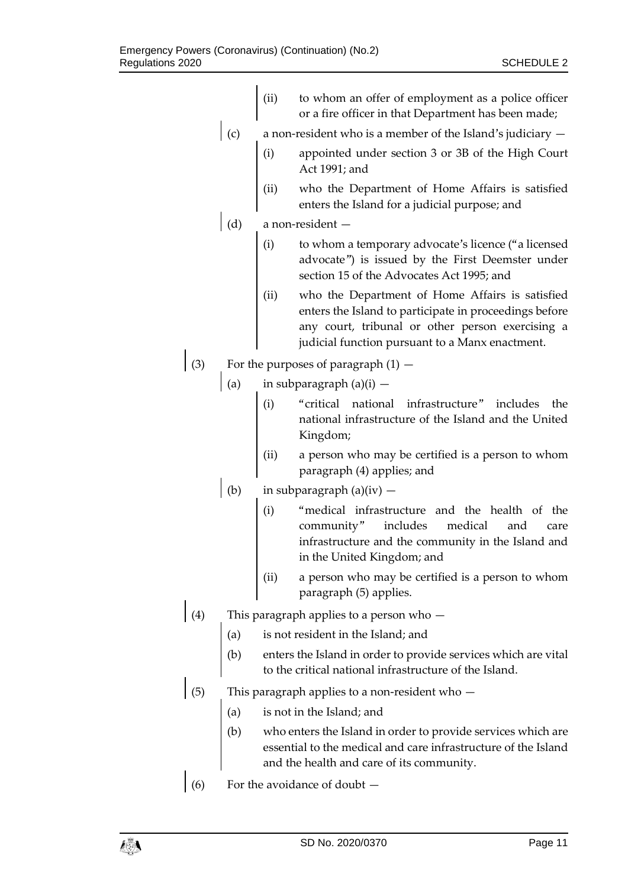(ii) to whom an offer of employment as a police officer or a fire officer in that Department has been made;

(c) a non-resident who is a member of the Island's judiciary —

(i) appointed under section 3 or 3B of the High Court Act 1991; and

(ii) who the Department of Home Affairs is satisfied enters the Island for a judicial purpose; and

(d) a non-resident —

(i) to whom a temporary advocate's licence ("a licensed advocate") is issued by the First Deemster under section 15 of the Advocates Act 1995; and

(ii) who the Department of Home Affairs is satisfied enters the Island to participate in proceedings before any court, tribunal or other person exercising a judicial function pursuant to a Manx enactment.

(3) For the purposes of paragraph (1) —

(a) in subparagraph (a)(i) —

(i) "critical national infrastructure" includes the national infrastructure of the Island and the United Kingdom;

(ii) a person who may be certified is a person to whom paragraph (4) applies; and

(b) in subparagraph (a)(iv) —

(i) "medical infrastructure and the health of the community" includes medical and care infrastructure and the community in the Island and in the United Kingdom; and

(ii) a person who may be certified is a person to whom paragraph (5) applies.

(4) This paragraph applies to a person who —

(a) is not resident in the Island; and

(b) enters the Island in order to provide services which are vital to the critical national infrastructure of the Island.

(5) This paragraph applies to a non-resident who —

(a) is not in the Island; and

(b) who enters the Island in order to provide services which are essential to the medical and care infrastructure of the Island and the health and care of its community.

(6) For the avoidance of doubt —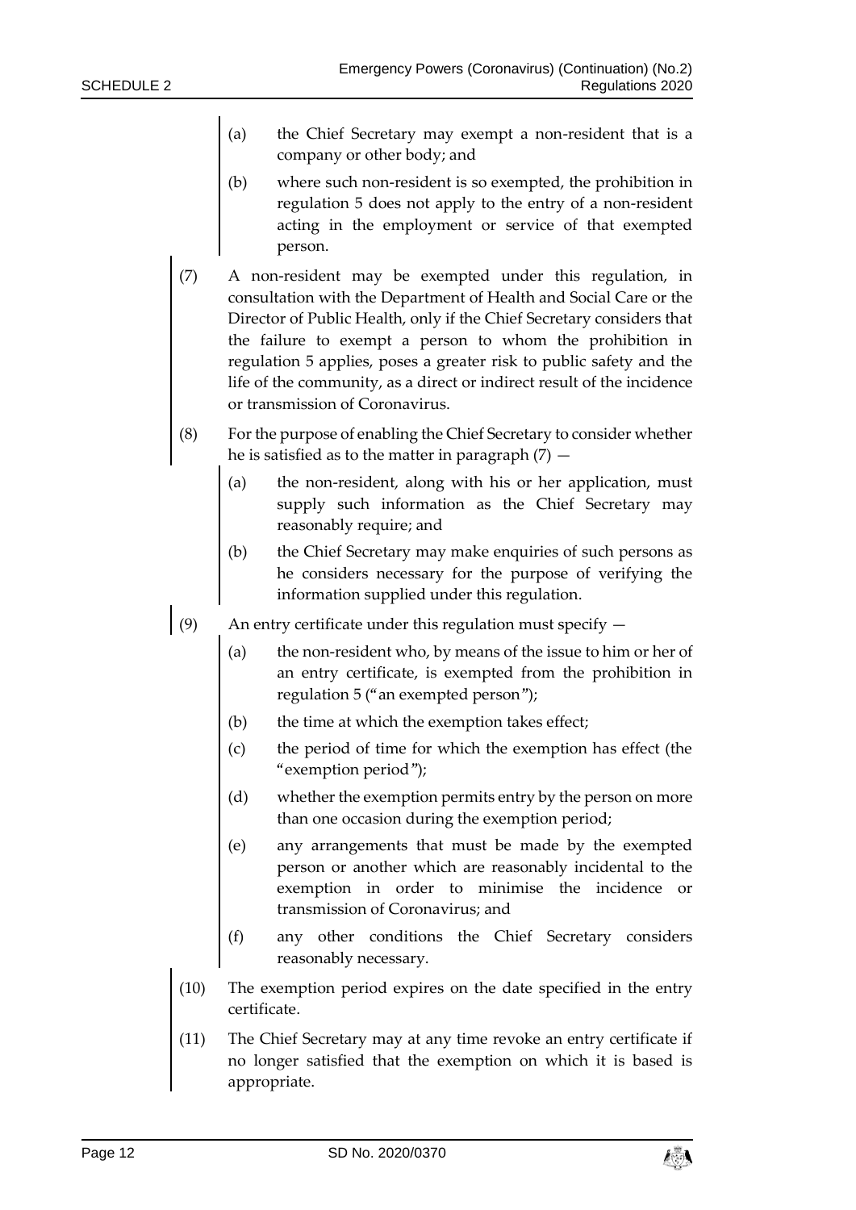(a) the Chief Secretary may exempt a non-resident that is a company or other body; and

(b) where such non-resident is so exempted, the prohibition in regulation 5 does not apply to the entry of a non-resident acting in the employment or service of that exempted person.

(7) A non-resident may be exempted under this regulation, in consultation with the Department of Health and Social Care or the Director of Public Health, only if the Chief Secretary considers that the failure to exempt a person to whom the prohibition in regulation 5 applies, poses a greater risk to public safety and the life of the community, as a direct or indirect result of the incidence or transmission of Coronavirus.

(8) For the purpose of enabling the Chief Secretary to consider whether he is satisfied as to the matter in paragraph (7) —

(a) the non-resident, along with his or her application, must supply such information as the Chief Secretary may reasonably require; and

(b) the Chief Secretary may make enquiries of such persons as he considers necessary for the purpose of verifying the information supplied under this regulation.

(9) An entry certificate under this regulation must specify —

(a) the non-resident who, by means of the issue to him or her of an entry certificate, is exempted from the prohibition in regulation 5 ("an exempted person");

(b) the time at which the exemption takes effect;

(c) the period of time for which the exemption has effect (the "exemption period");

(d) whether the exemption permits entry by the person on more than one occasion during the exemption period;

(e) any arrangements that must be made by the exempted person or another which are reasonably incidental to the exemption in order to minimise the incidence or transmission of Coronavirus; and

(f) any other conditions the Chief Secretary considers reasonably necessary.

(10) The exemption period expires on the date specified in the entry certificate.

(11) The Chief Secretary may at any time revoke an entry certificate if no longer satisfied that the exemption on which it is based is appropriate.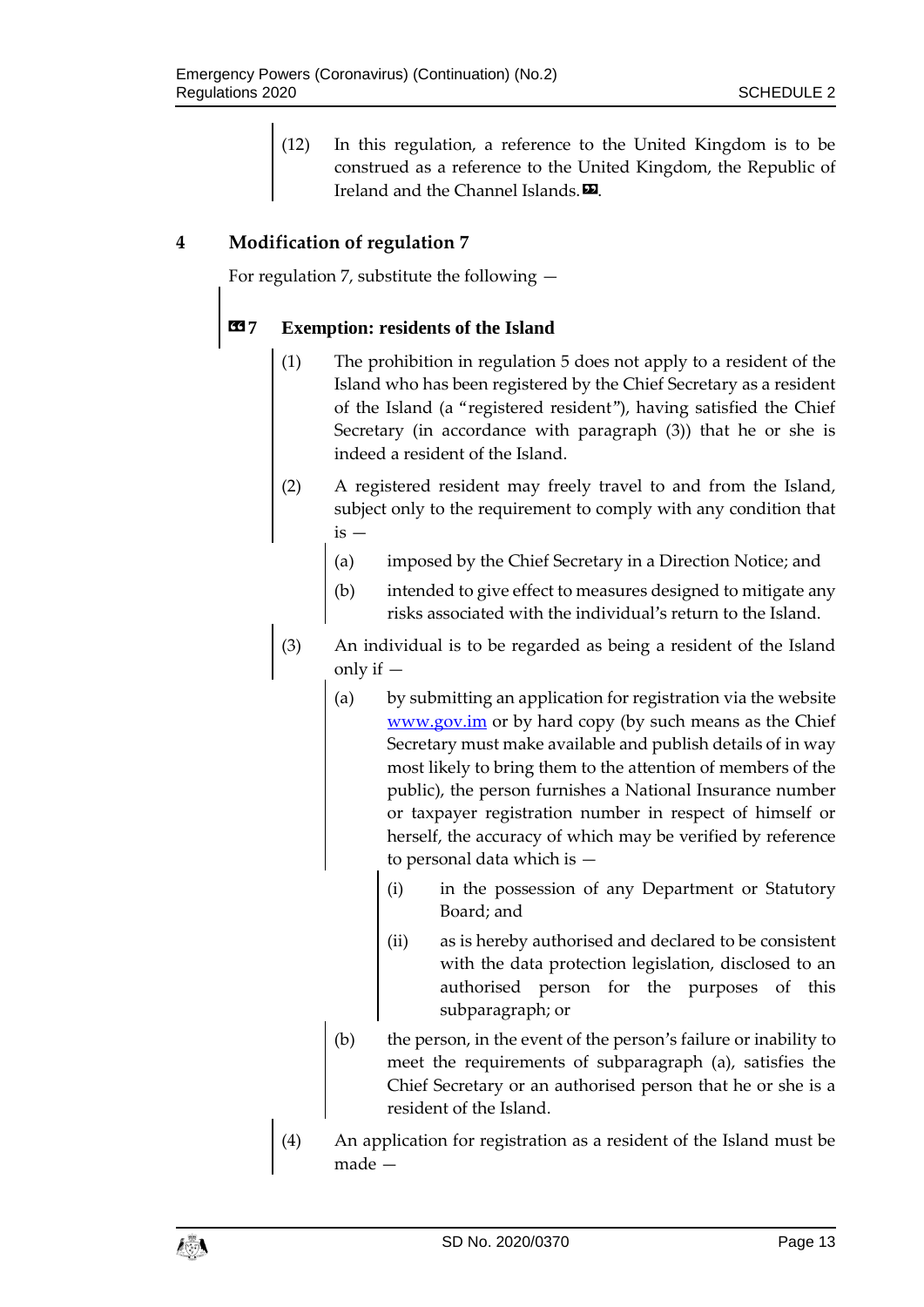(12) In this regulation, a reference to the United Kingdom is to be construed as a reference to the United Kingdom, the Republic of Ireland and the Channel Islands.».

## 4 Modification of regulation 7

For regulation 7, substitute the following —

### «7 Exemption: residents of the Island

(1) The prohibition in regulation 5 does not apply to a resident of the Island who has been registered by the Chief Secretary as a resident of the Island (a "registered resident"), having satisfied the Chief Secretary (in accordance with paragraph (3)) that he or she is indeed a resident of the Island.

(2) A registered resident may freely travel to and from the Island, subject only to the requirement to comply with any condition that is —

- (a) imposed by the Chief Secretary in a Direction Notice; and
- (b) intended to give effect to measures designed to mitigate any risks associated with the individual's return to the Island.

(3) An individual is to be regarded as being a resident of the Island only if —

- (a) by submitting an application for registration via the website [www.gov.im](http://www.gov.im) or by hard copy (by such means as the Chief Secretary must make available and publish details of in way most likely to bring them to the attention of members of the public), the person furnishes a National Insurance number or taxpayer registration number in respect of himself or herself, the accuracy of which may be verified by reference to personal data which is —
  - (i) in the possession of any Department or Statutory Board; and
  - (ii) as is hereby authorised and declared to be consistent with the data protection legislation, disclosed to an authorised person for the purposes of this subparagraph; or
- (b) the person, in the event of the person's failure or inability to meet the requirements of subparagraph (a), satisfies the Chief Secretary or an authorised person that he or she is a resident of the Island.

(4) An application for registration as a resident of the Island must be made —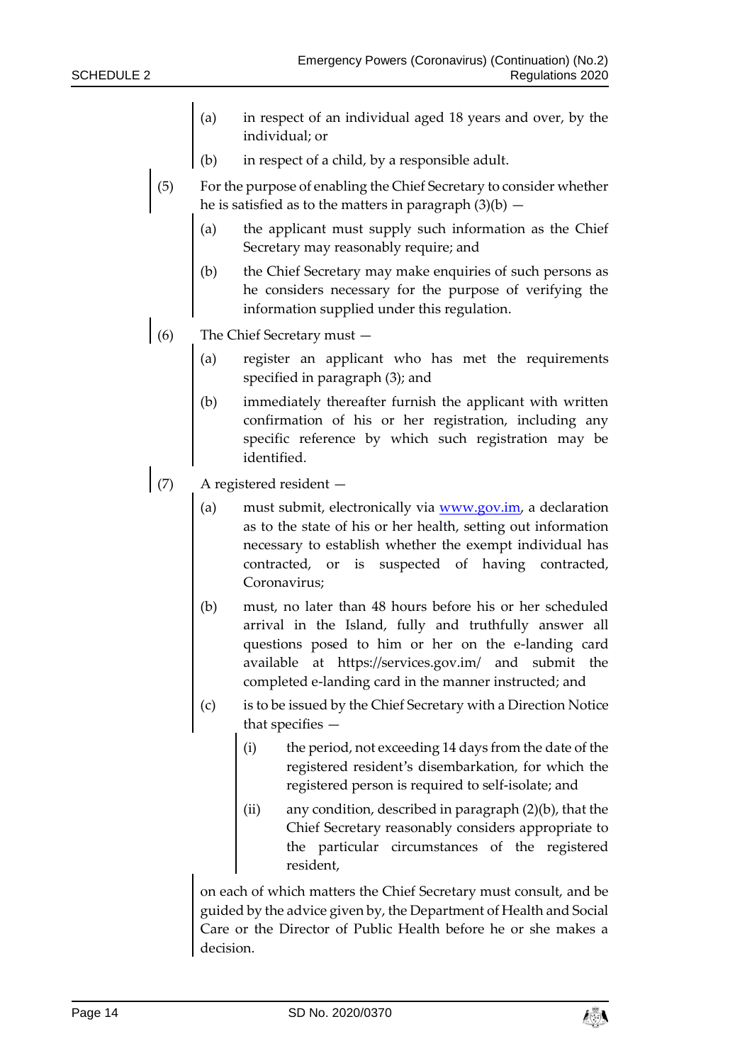(a) in respect of an individual aged 18 years and over, by the individual; or

(b) in respect of a child, by a responsible adult.

(5) For the purpose of enabling the Chief Secretary to consider whether he is satisfied as to the matters in paragraph (3)(b) —

(a) the applicant must supply such information as the Chief Secretary may reasonably require; and

(b) the Chief Secretary may make enquiries of such persons as he considers necessary for the purpose of verifying the information supplied under this regulation.

(6) The Chief Secretary must —

(a) register an applicant who has met the requirements specified in paragraph (3); and

(b) immediately thereafter furnish the applicant with written confirmation of his or her registration, including any specific reference by which such registration may be identified.

(7) A registered resident —

(a) must submit, electronically via [www.gov.im](http://www.gov.im), a declaration as to the state of his or her health, setting out information necessary to establish whether the exempt individual has contracted, or is suspected of having contracted, Coronavirus;

(b) must, no later than 48 hours before his or her scheduled arrival in the Island, fully and truthfully answer all questions posed to him or her on the e-landing card available at https://services.gov.im/ and submit the completed e-landing card in the manner instructed; and

(c) is to be issued by the Chief Secretary with a Direction Notice that specifies —

(i) the period, not exceeding 14 days from the date of the registered resident's disembarkation, for which the registered person is required to self-isolate; and

(ii) any condition, described in paragraph (2)(b), that the Chief Secretary reasonably considers appropriate to the particular circumstances of the registered resident,

on each of which matters the Chief Secretary must consult, and be guided by the advice given by, the Department of Health and Social Care or the Director of Public Health before he or she makes a decision.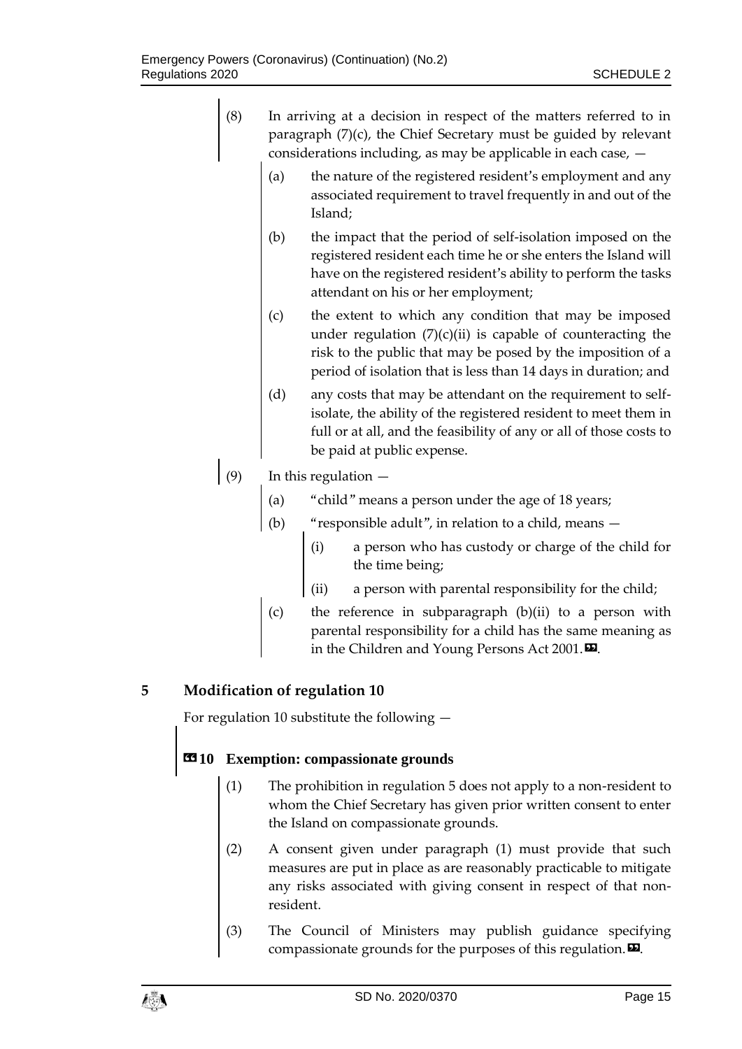(8) In arriving at a decision in respect of the matters referred to in paragraph (7)(c), the Chief Secretary must be guided by relevant considerations including, as may be applicable in each case, —

(a) the nature of the registered resident's employment and any associated requirement to travel frequently in and out of the Island;

(b) the impact that the period of self-isolation imposed on the registered resident each time he or she enters the Island will have on the registered resident's ability to perform the tasks attendant on his or her employment;

(c) the extent to which any condition that may be imposed under regulation (7)(c)(ii) is capable of counteracting the risk to the public that may be posed by the imposition of a period of isolation that is less than 14 days in duration; and

(d) any costs that may be attendant on the requirement to self-isolate, the ability of the registered resident to meet them in full or at all, and the feasibility of any or all of those costs to be paid at public expense.

(9) In this regulation —

(a) "child" means a person under the age of 18 years;

(b) "responsible adult", in relation to a child, means —

(i) a person who has custody or charge of the child for the time being;

(ii) a person with parental responsibility for the child;

(c) the reference in subparagraph (b)(ii) to a person with parental responsibility for a child has the same meaning as in the Children and Young Persons Act 2001.».

## 5 Modification of regulation 10

For regulation 10 substitute the following —

### «10 Exemption: compassionate grounds

(1) The prohibition in regulation 5 does not apply to a non-resident to whom the Chief Secretary has given prior written consent to enter the Island on compassionate grounds.

(2) A consent given under paragraph (1) must provide that such measures are put in place as are reasonably practicable to mitigate any risks associated with giving consent in respect of that non-resident.

(3) The Council of Ministers may publish guidance specifying compassionate grounds for the purposes of this regulation.».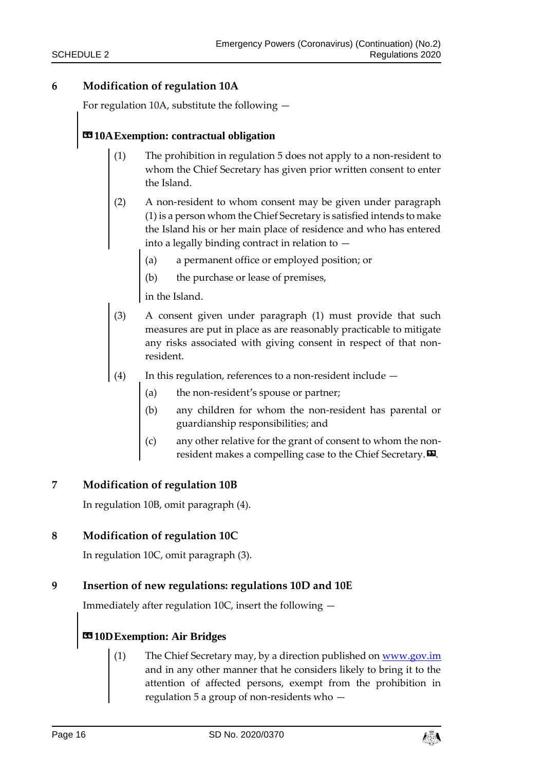## 6 Modification of regulation 10A

For regulation 10A, substitute the following —

**«10A Exemption: contractual obligation**

(1) The prohibition in regulation 5 does not apply to a non-resident to whom the Chief Secretary has given prior written consent to enter the Island.

(2) A non-resident to whom consent may be given under paragraph (1) is a person whom the Chief Secretary is satisfied intends to make the Island his or her main place of residence and who has entered into a legally binding contract in relation to —

(a) a permanent office or employed position; or

(b) the purchase or lease of premises,

in the Island.

(3) A consent given under paragraph (1) must provide that such measures are put in place as are reasonably practicable to mitigate any risks associated with giving consent in respect of that non-resident.

(4) In this regulation, references to a non-resident include —

(a) the non-resident's spouse or partner;

(b) any children for whom the non-resident has parental or guardianship responsibilities; and

(c) any other relative for the grant of consent to whom the non-resident makes a compelling case to the Chief Secretary.».

## 7 Modification of regulation 10B

In regulation 10B, omit paragraph (4).

## 8 Modification of regulation 10C

In regulation 10C, omit paragraph (3).

## 9 Insertion of new regulations: regulations 10D and 10E

Immediately after regulation 10C, insert the following —

**«10D Exemption: Air Bridges**

(1) The Chief Secretary may, by a direction published on www.gov.im and in any other manner that he considers likely to bring it to the attention of affected persons, exempt from the prohibition in regulation 5 a group of non-residents who —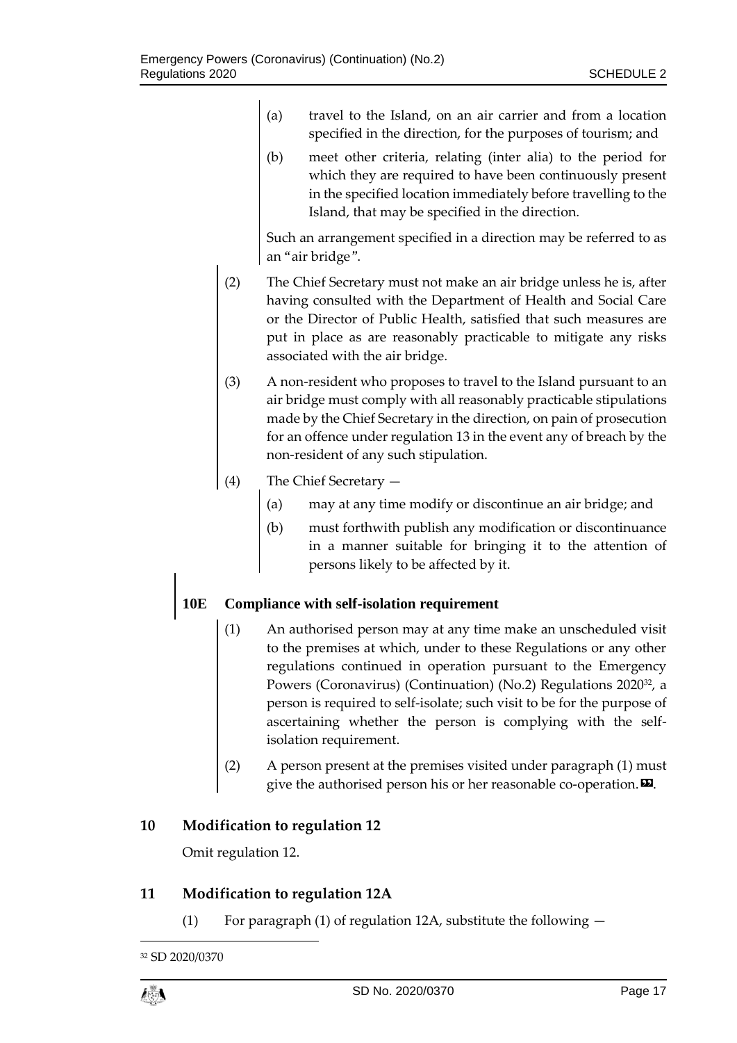(a) travel to the Island, on an air carrier and from a location specified in the direction, for the purposes of tourism; and

(b) meet other criteria, relating (inter alia) to the period for which they are required to have been continuously present in the specified location immediately before travelling to the Island, that may be specified in the direction.

Such an arrangement specified in a direction may be referred to as an "air bridge".

(2) The Chief Secretary must not make an air bridge unless he is, after having consulted with the Department of Health and Social Care or the Director of Public Health, satisfied that such measures are put in place as are reasonably practicable to mitigate any risks associated with the air bridge.

(3) A non-resident who proposes to travel to the Island pursuant to an air bridge must comply with all reasonably practicable stipulations made by the Chief Secretary in the direction, on pain of prosecution for an offence under regulation 13 in the event any of breach by the non-resident of any such stipulation.

(4) The Chief Secretary —

(a) may at any time modify or discontinue an air bridge; and

(b) must forthwith publish any modification or discontinuance in a manner suitable for bringing it to the attention of persons likely to be affected by it.

**10E Compliance with self-isolation requirement**

(1) An authorised person may at any time make an unscheduled visit to the premises at which, under to these Regulations or any other regulations continued in operation pursuant to the Emergency Powers (Coronavirus) (Continuation) (No.2) Regulations 2020[32], a person is required to self-isolate; such visit to be for the purpose of ascertaining whether the person is complying with the self-isolation requirement.

(2) A person present at the premises visited under paragraph (1) must give the authorised person his or her reasonable co-operation. ».

## 10 Modification to regulation 12

Omit regulation 12.

## 11 Modification to regulation 12A

(1) For paragraph (1) of regulation 12A, substitute the following —

[32] SD 2020/0370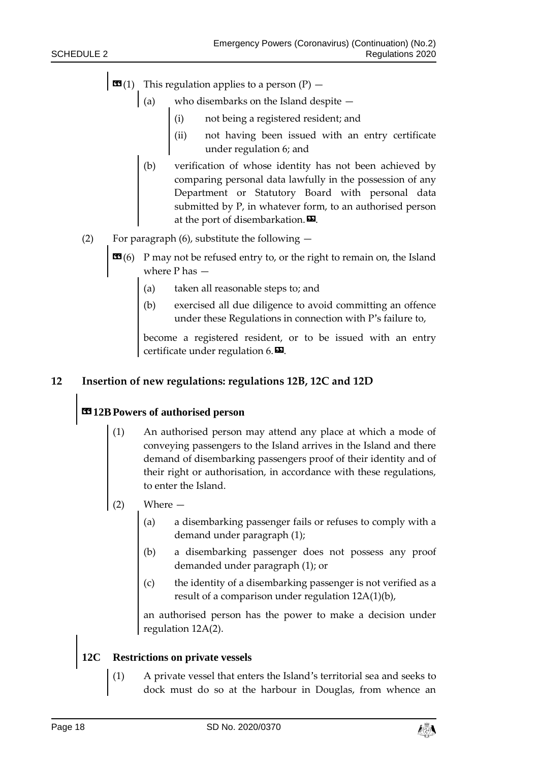«(1) This regulation applies to a person (P) —

(a) who disembarks on the Island despite —

(i) not being a registered resident; and

(ii) not having been issued with an entry certificate under regulation 6; and

(b) verification of whose identity has not been achieved by comparing personal data lawfully in the possession of any Department or Statutory Board with personal data submitted by P, in whatever form, to an authorised person at the port of disembarkation.».

(2) For paragraph (6), substitute the following —

«(6) P may not be refused entry to, or the right to remain on, the Island where P has —

(a) taken all reasonable steps to; and

(b) exercised all due diligence to avoid committing an offence under these Regulations in connection with P's failure to,

become a registered resident, or to be issued with an entry certificate under regulation 6.».

## 12 Insertion of new regulations: regulations 12B, 12C and 12D

### «12B Powers of authorised person

(1) An authorised person may attend any place at which a mode of conveying passengers to the Island arrives in the Island and there demand of disembarking passengers proof of their identity and of their right or authorisation, in accordance with these regulations, to enter the Island.

(2) Where —

(a) a disembarking passenger fails or refuses to comply with a demand under paragraph (1);

(b) a disembarking passenger does not possess any proof demanded under paragraph (1); or

(c) the identity of a disembarking passenger is not verified as a result of a comparison under regulation 12A(1)(b),

an authorised person has the power to make a decision under regulation 12A(2).

### 12C Restrictions on private vessels

(1) A private vessel that enters the Island's territorial sea and seeks to dock must do so at the harbour in Douglas, from whence an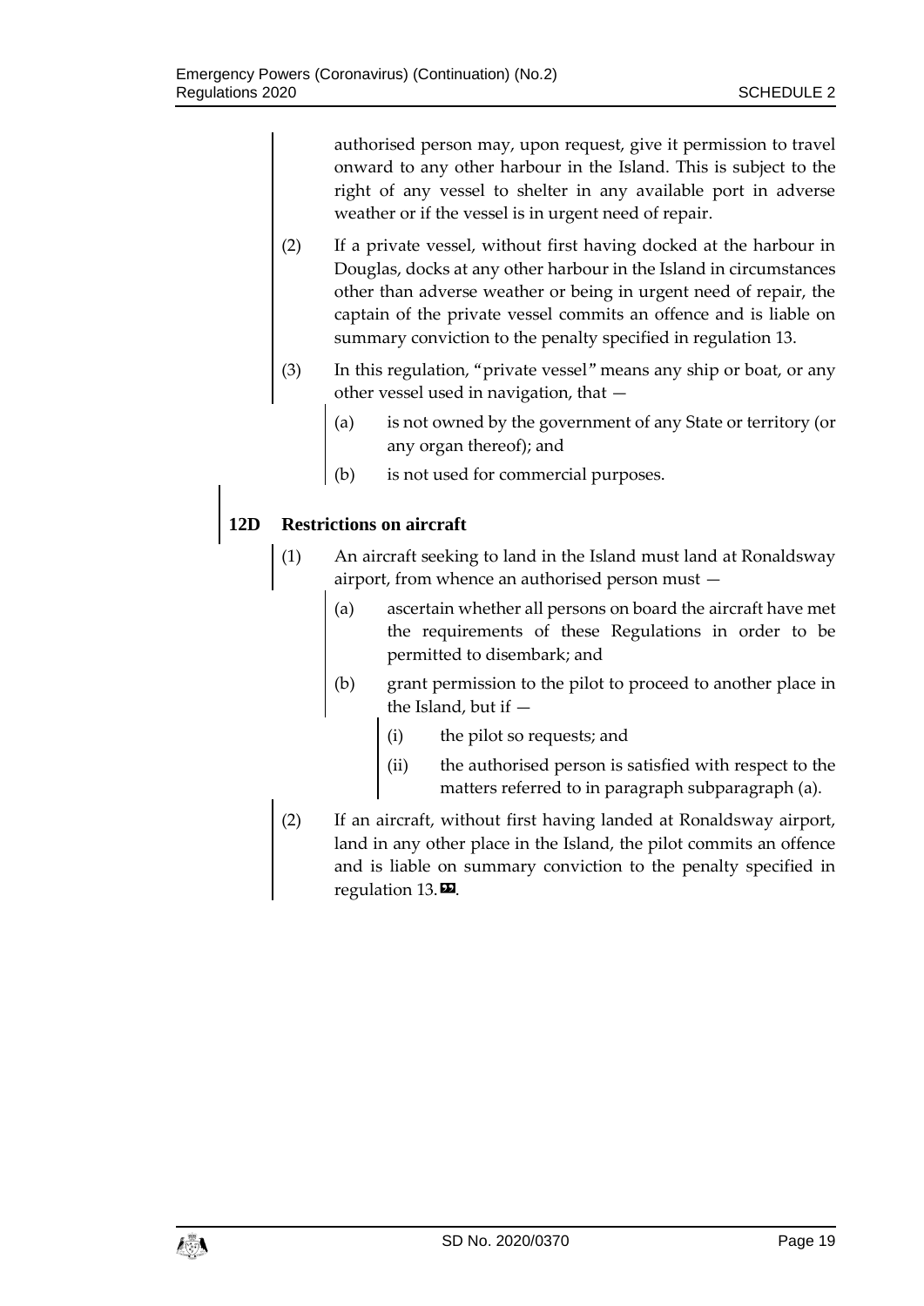authorised person may, upon request, give it permission to travel onward to any other harbour in the Island. This is subject to the right of any vessel to shelter in any available port in adverse weather or if the vessel is in urgent need of repair.

(2) If a private vessel, without first having docked at the harbour in Douglas, docks at any other harbour in the Island in circumstances other than adverse weather or being in urgent need of repair, the captain of the private vessel commits an offence and is liable on summary conviction to the penalty specified in regulation 13.

(3) In this regulation, "private vessel" means any ship or boat, or any other vessel used in navigation, that —

(a) is not owned by the government of any State or territory (or any organ thereof); and

(b) is not used for commercial purposes.

**12D Restrictions on aircraft**

(1) An aircraft seeking to land in the Island must land at Ronaldsway airport, from whence an authorised person must —

(a) ascertain whether all persons on board the aircraft have met the requirements of these Regulations in order to be permitted to disembark; and

(b) grant permission to the pilot to proceed to another place in the Island, but if —

(i) the pilot so requests; and

(ii) the authorised person is satisfied with respect to the matters referred to in paragraph subparagraph (a).

(2) If an aircraft, without first having landed at Ronaldsway airport, land in any other place in the Island, the pilot commits an offence and is liable on summary conviction to the penalty specified in regulation 13.».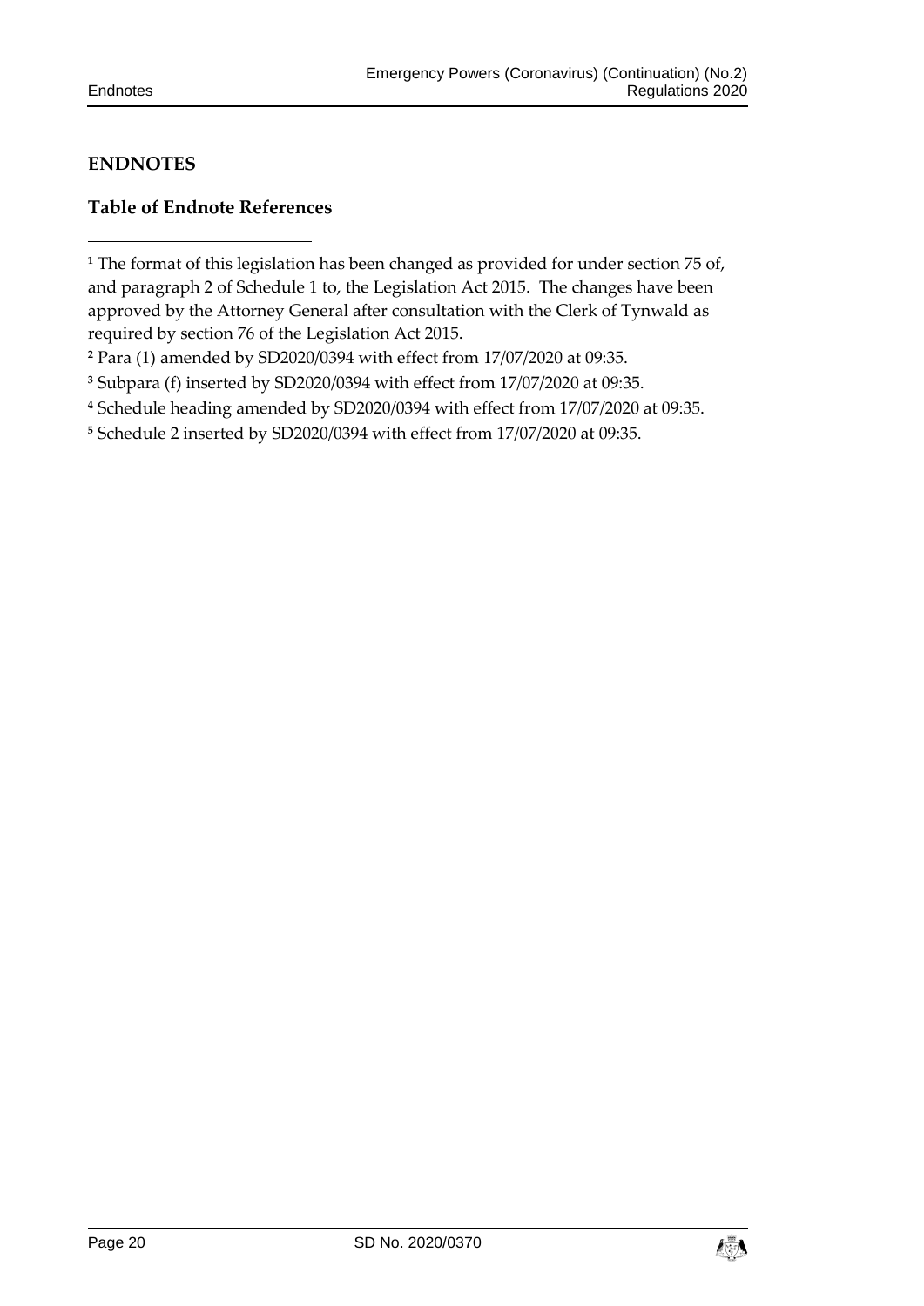## ENDNOTES

### Table of Endnote References

[1] The format of this legislation has been changed as provided for under section 75 of, and paragraph 2 of Schedule 1 to, the Legislation Act 2015. The changes have been approved by the Attorney General after consultation with the Clerk of Tynwald as required by section 76 of the Legislation Act 2015.

[2] Para (1) amended by SD2020/0394 with effect from 17/07/2020 at 09:35.

[3] Subpara (f) inserted by SD2020/0394 with effect from 17/07/2020 at 09:35.

[4] Schedule heading amended by SD2020/0394 with effect from 17/07/2020 at 09:35.

[5] Schedule 2 inserted by SD2020/0394 with effect from 17/07/2020 at 09:35.